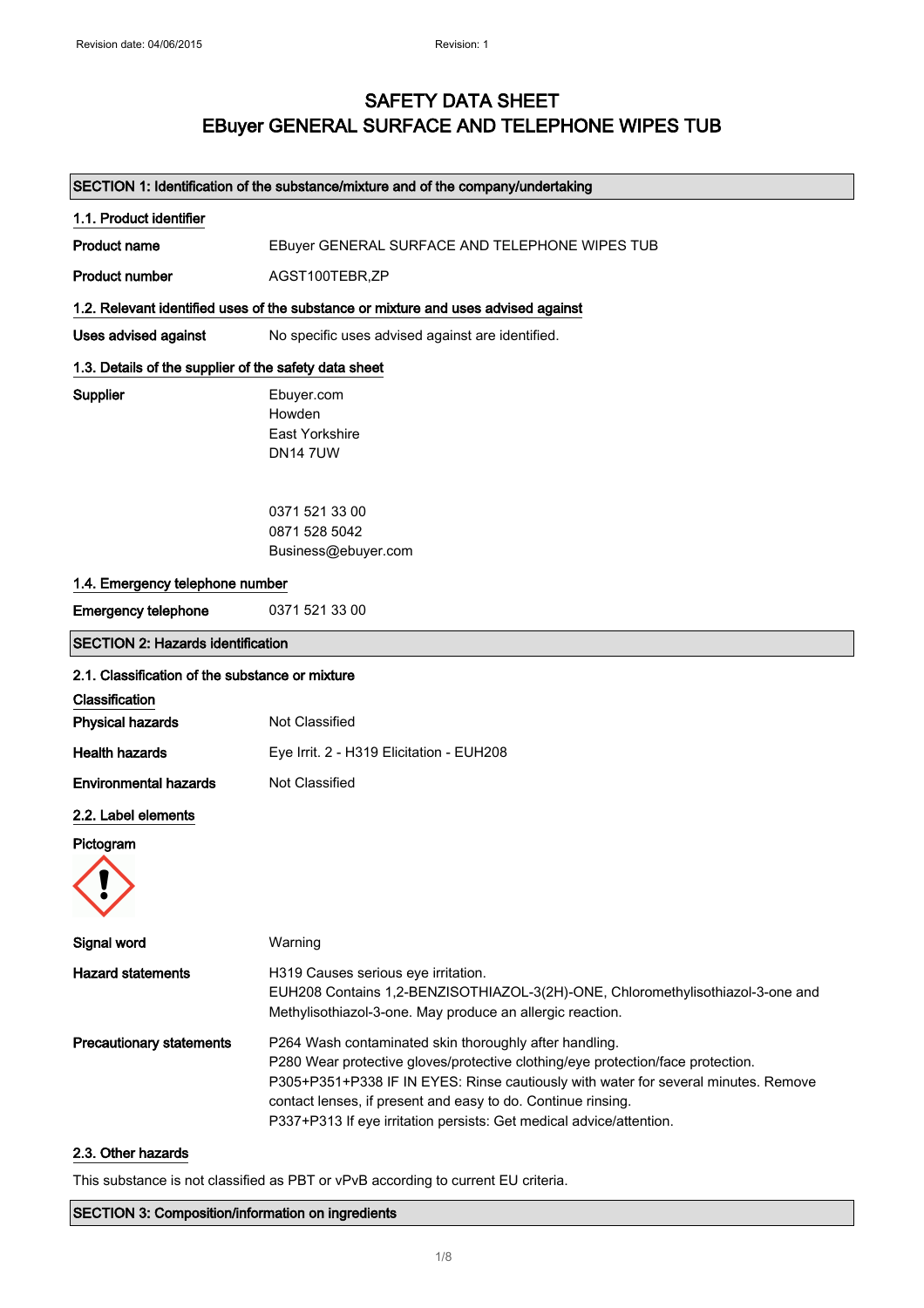Revision date: 04/06/2015 Revision: 1

# SAFETY DATA SHEET
# EBuyer GENERAL SURFACE AND TELEPHONE WIPES TUB

## SECTION 1: Identification of the substance/mixture and of the company/undertaking

### 1.1. Product identifier

| | |
|---|---|
| **Product name** | EBuyer GENERAL SURFACE AND TELEPHONE WIPES TUB |
| **Product number** | AGST100TEBR,ZP |

### 1.2. Relevant identified uses of the substance or mixture and uses advised against

| | |
|---|---|
| **Uses advised against** | No specific uses advised against are identified. |

### 1.3. Details of the supplier of the safety data sheet

**Supplier**

Ebuyer.com
Howden
East Yorkshire
DN14 7UW

0371 521 33 00
0871 528 5042
Business@ebuyer.com

### 1.4. Emergency telephone number

| | |
|---|---|
| **Emergency telephone** | 0371 521 33 00 |

## SECTION 2: Hazards identification

### 2.1. Classification of the substance or mixture

**Classification**

| | |
|---|---|
| **Physical hazards** | Not Classified |
| **Health hazards** | Eye Irrit. 2 - H319 Elicitation - EUH208 |
| **Environmental hazards** | Not Classified |

### 2.2. Label elements

**Pictogram**

| | |
|---|---|
| **Signal word** | Warning |
| **Hazard statements** | H319 Causes serious eye irritation.<br>EUH208 Contains 1,2-BENZISOTHIAZOL-3(2H)-ONE, Chloromethylisothiazol-3-one and Methylisothiazol-3-one. May produce an allergic reaction. |
| **Precautionary statements** | P264 Wash contaminated skin thoroughly after handling.<br>P280 Wear protective gloves/protective clothing/eye protection/face protection.<br>P305+P351+P338 IF IN EYES: Rinse cautiously with water for several minutes. Remove contact lenses, if present and easy to do. Continue rinsing.<br>P337+P313 If eye irritation persists: Get medical advice/attention. |

### 2.3. Other hazards

This substance is not classified as PBT or vPvB according to current EU criteria.

## SECTION 3: Composition/information on ingredients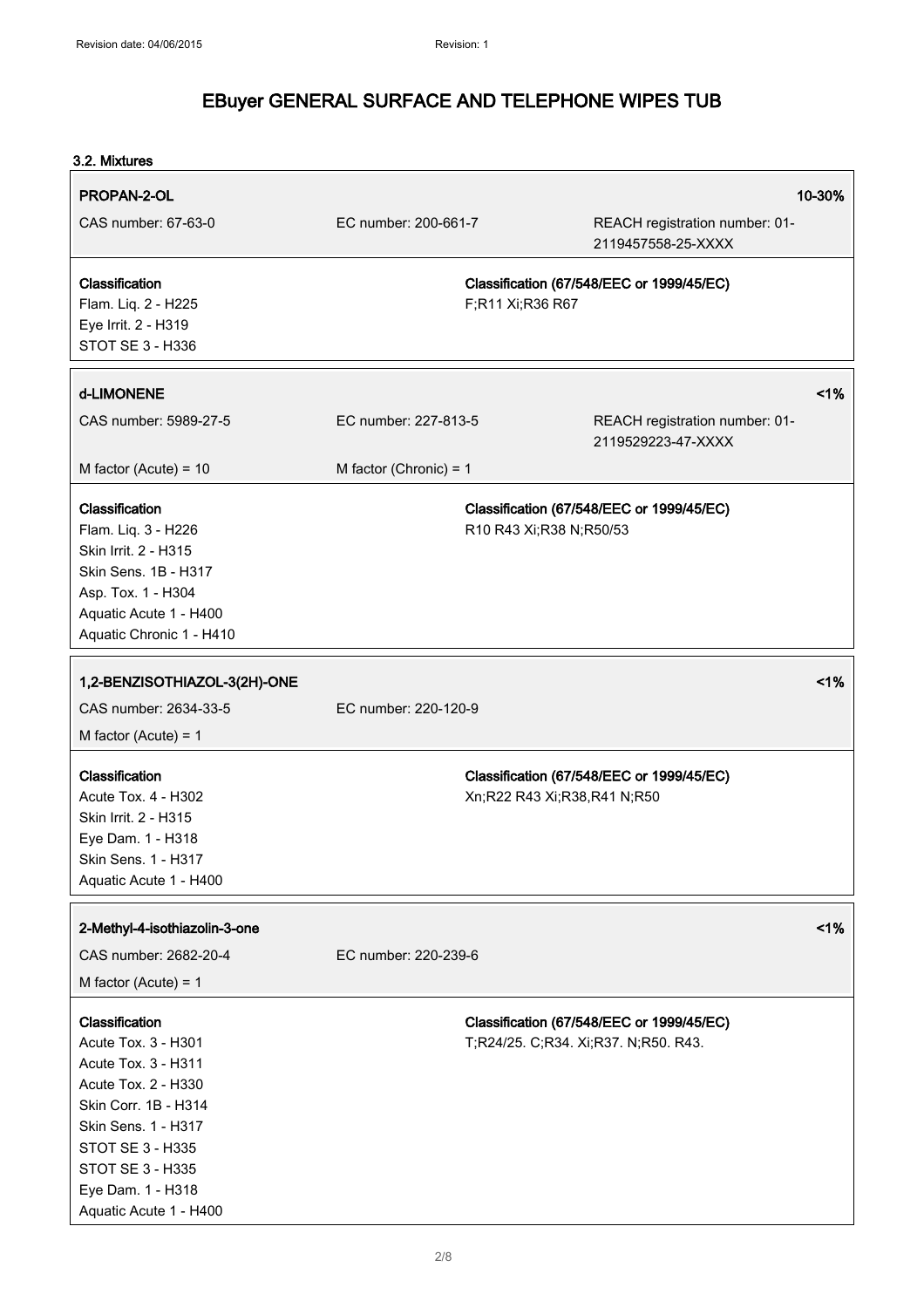### 3.2. Mixtures

**PROPAN-2-OL** — 10-30%

CAS number: 67-63-0 | EC number: 200-661-7 | REACH registration number: 01-2119457558-25-XXXX

| Classification | Classification (67/548/EEC or 1999/45/EC) |
| --- | --- |
| Flam. Liq. 2 - H225<br>Eye Irrit. 2 - H319<br>STOT SE 3 - H336 | F;R11 Xi;R36 R67 |

**d-LIMONENE** — <1%

CAS number: 5989-27-5 | EC number: 227-813-5 | REACH registration number: 01-2119529223-47-XXXX

M factor (Acute) = 10 | M factor (Chronic) = 1

| Classification | Classification (67/548/EEC or 1999/45/EC) |
| --- | --- |
| Flam. Liq. 3 - H226<br>Skin Irrit. 2 - H315<br>Skin Sens. 1B - H317<br>Asp. Tox. 1 - H304<br>Aquatic Acute 1 - H400<br>Aquatic Chronic 1 - H410 | R10 R43 Xi;R38 N;R50/53 |

**1,2-BENZISOTHIAZOL-3(2H)-ONE** — <1%

CAS number: 2634-33-5 | EC number: 220-120-9

M factor (Acute) = 1

| Classification | Classification (67/548/EEC or 1999/45/EC) |
| --- | --- |
| Acute Tox. 4 - H302<br>Skin Irrit. 2 - H315<br>Eye Dam. 1 - H318<br>Skin Sens. 1 - H317<br>Aquatic Acute 1 - H400 | Xn;R22 R43 Xi;R38,R41 N;R50 |

**2-Methyl-4-isothiazolin-3-one** — <1%

CAS number: 2682-20-4 | EC number: 220-239-6

M factor (Acute) = 1

| Classification | Classification (67/548/EEC or 1999/45/EC) |
| --- | --- |
| Acute Tox. 3 - H301<br>Acute Tox. 3 - H311<br>Acute Tox. 2 - H330<br>Skin Corr. 1B - H314<br>Skin Sens. 1 - H317<br>STOT SE 3 - H335<br>STOT SE 3 - H335<br>Eye Dam. 1 - H318<br>Aquatic Acute 1 - H400 | T;R24/25. C;R34. Xi;R37. N;R50. R43. |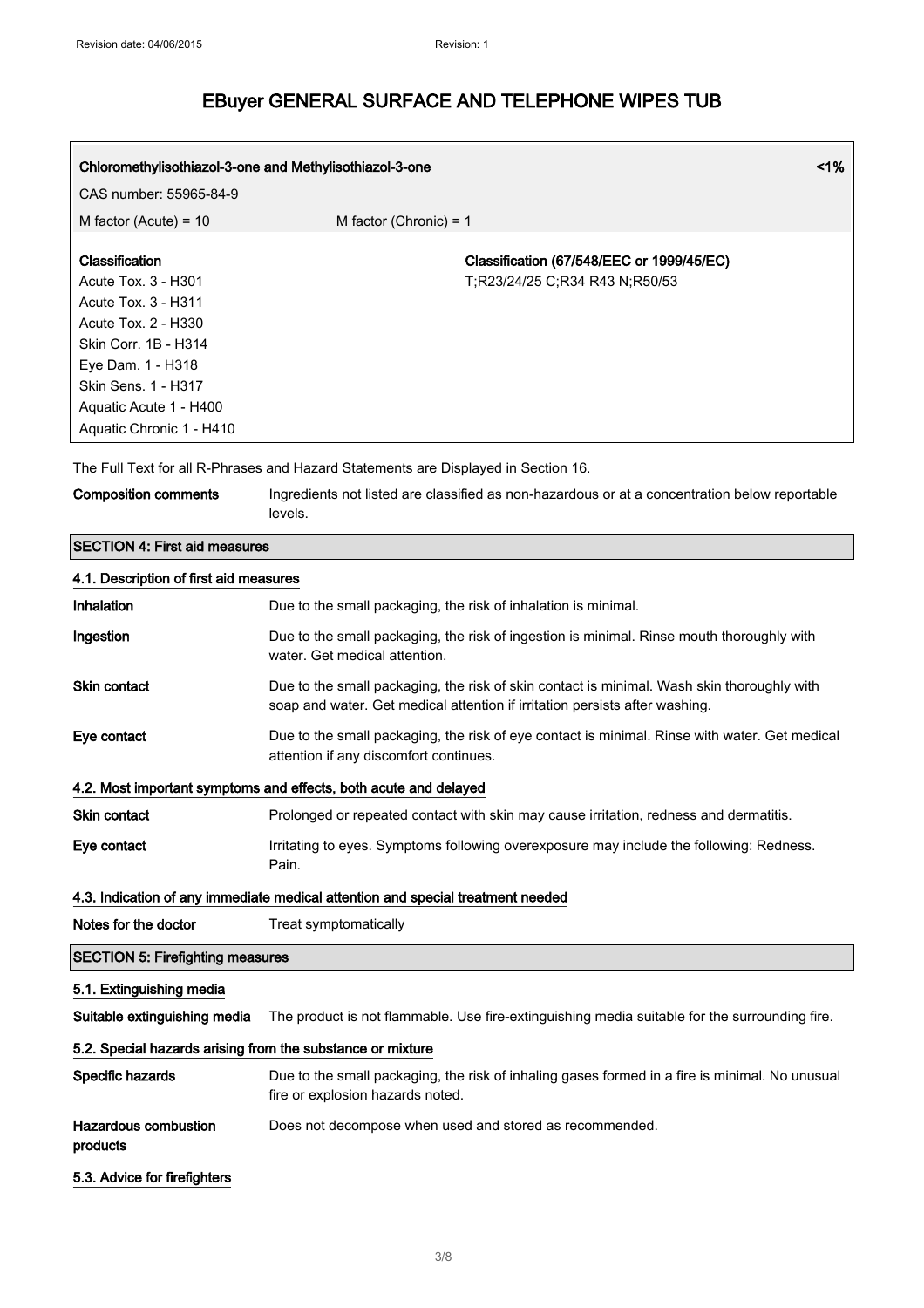| Chloromethylisothiazol-3-one and Methylisothiazol-3-one | | <1% |
|---|---|---|
| CAS number: 55965-84-9 | | |
| M factor (Acute) = 10 | M factor (Chronic) = 1 | |
| **Classification**<br>Acute Tox. 3 - H301<br>Acute Tox. 3 - H311<br>Acute Tox. 2 - H330<br>Skin Corr. 1B - H314<br>Eye Dam. 1 - H318<br>Skin Sens. 1 - H317<br>Aquatic Acute 1 - H400<br>Aquatic Chronic 1 - H410 | **Classification (67/548/EEC or 1999/45/EC)**<br>T;R23/24/25 C;R34 R43 N;R50/53 | |

The Full Text for all R-Phrases and Hazard Statements are Displayed in Section 16.

**Composition comments** Ingredients not listed are classified as non-hazardous or at a concentration below reportable levels.

## SECTION 4: First aid measures

### 4.1. Description of first aid measures

**Inhalation** Due to the small packaging, the risk of inhalation is minimal.

**Ingestion** Due to the small packaging, the risk of ingestion is minimal. Rinse mouth thoroughly with water. Get medical attention.

**Skin contact** Due to the small packaging, the risk of skin contact is minimal. Wash skin thoroughly with soap and water. Get medical attention if irritation persists after washing.

**Eye contact** Due to the small packaging, the risk of eye contact is minimal. Rinse with water. Get medical attention if any discomfort continues.

### 4.2. Most important symptoms and effects, both acute and delayed

**Skin contact** Prolonged or repeated contact with skin may cause irritation, redness and dermatitis.

**Eye contact** Irritating to eyes. Symptoms following overexposure may include the following: Redness. Pain.

### 4.3. Indication of any immediate medical attention and special treatment needed

**Notes for the doctor** Treat symptomatically

## SECTION 5: Firefighting measures

### 5.1. Extinguishing media

**Suitable extinguishing media** The product is not flammable. Use fire-extinguishing media suitable for the surrounding fire.

### 5.2. Special hazards arising from the substance or mixture

**Specific hazards** Due to the small packaging, the risk of inhaling gases formed in a fire is minimal. No unusual fire or explosion hazards noted.

**Hazardous combustion products** Does not decompose when used and stored as recommended.

### 5.3. Advice for firefighters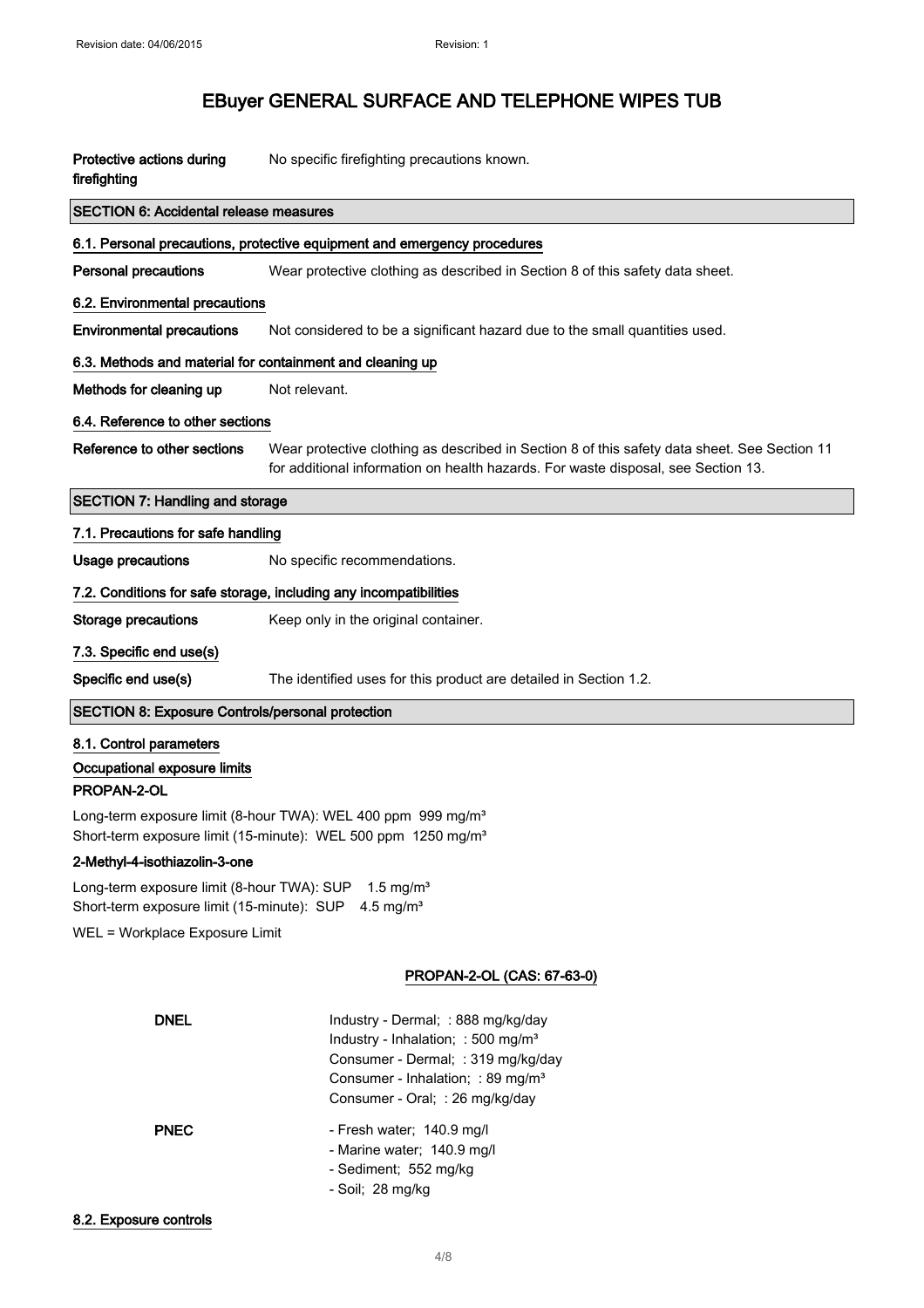**Protective actions during firefighting** No specific firefighting precautions known.

## SECTION 6: Accidental release measures

### 6.1. Personal precautions, protective equipment and emergency procedures

**Personal precautions** Wear protective clothing as described in Section 8 of this safety data sheet.

### 6.2. Environmental precautions

**Environmental precautions** Not considered to be a significant hazard due to the small quantities used.

### 6.3. Methods and material for containment and cleaning up

**Methods for cleaning up** Not relevant.

### 6.4. Reference to other sections

**Reference to other sections** Wear protective clothing as described in Section 8 of this safety data sheet. See Section 11 for additional information on health hazards. For waste disposal, see Section 13.

## SECTION 7: Handling and storage

### 7.1. Precautions for safe handling

**Usage precautions** No specific recommendations.

### 7.2. Conditions for safe storage, including any incompatibilities

**Storage precautions** Keep only in the original container.

### 7.3. Specific end use(s)

**Specific end use(s)** The identified uses for this product are detailed in Section 1.2.

## SECTION 8: Exposure Controls/personal protection

### 8.1. Control parameters

**Occupational exposure limits**

**PROPAN-2-OL**

Long-term exposure limit (8-hour TWA): WEL 400 ppm 999 mg/m³
Short-term exposure limit (15-minute): WEL 500 ppm 1250 mg/m³

**2-Methyl-4-isothiazolin-3-one**

Long-term exposure limit (8-hour TWA): SUP 1.5 mg/m³
Short-term exposure limit (15-minute): SUP 4.5 mg/m³

WEL = Workplace Exposure Limit

**PROPAN-2-OL (CAS: 67-63-0)**

**DNEL**
Industry - Dermal; : 888 mg/kg/day
Industry - Inhalation; : 500 mg/m³
Consumer - Dermal; : 319 mg/kg/day
Consumer - Inhalation; : 89 mg/m³
Consumer - Oral; : 26 mg/kg/day

**PNEC**
- Fresh water; 140.9 mg/l
- Marine water; 140.9 mg/l
- Sediment; 552 mg/kg
- Soil; 28 mg/kg

### 8.2. Exposure controls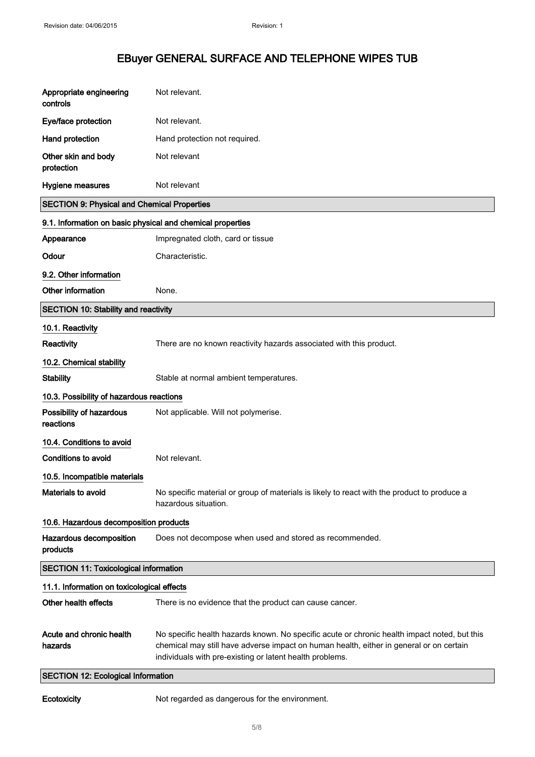| | |
|---|---|
| **Appropriate engineering controls** | Not relevant. |
| **Eye/face protection** | Not relevant. |
| **Hand protection** | Hand protection not required. |
| **Other skin and body protection** | Not relevant |
| **Hygiene measures** | Not relevant |

## SECTION 9: Physical and Chemical Properties

### 9.1. Information on basic physical and chemical properties

| | |
|---|---|
| **Appearance** | Impregnated cloth, card or tissue |
| **Odour** | Characteristic. |

### 9.2. Other information

| | |
|---|---|
| **Other information** | None. |

## SECTION 10: Stability and reactivity

### 10.1. Reactivity

| | |
|---|---|
| **Reactivity** | There are no known reactivity hazards associated with this product. |

### 10.2. Chemical stability

| | |
|---|---|
| **Stability** | Stable at normal ambient temperatures. |

### 10.3. Possibility of hazardous reactions

| | |
|---|---|
| **Possibility of hazardous reactions** | Not applicable. Will not polymerise. |

### 10.4. Conditions to avoid

| | |
|---|---|
| **Conditions to avoid** | Not relevant. |

### 10.5. Incompatible materials

| | |
|---|---|
| **Materials to avoid** | No specific material or group of materials is likely to react with the product to produce a hazardous situation. |

### 10.6. Hazardous decomposition products

| | |
|---|---|
| **Hazardous decomposition products** | Does not decompose when used and stored as recommended. |

## SECTION 11: Toxicological information

### 11.1. Information on toxicological effects

| | |
|---|---|
| **Other health effects** | There is no evidence that the product can cause cancer. |
| **Acute and chronic health hazards** | No specific health hazards known. No specific acute or chronic health impact noted, but this chemical may still have adverse impact on human health, either in general or on certain individuals with pre-existing or latent health problems. |

## SECTION 12: Ecological Information

| | |
|---|---|
| **Ecotoxicity** | Not regarded as dangerous for the environment. |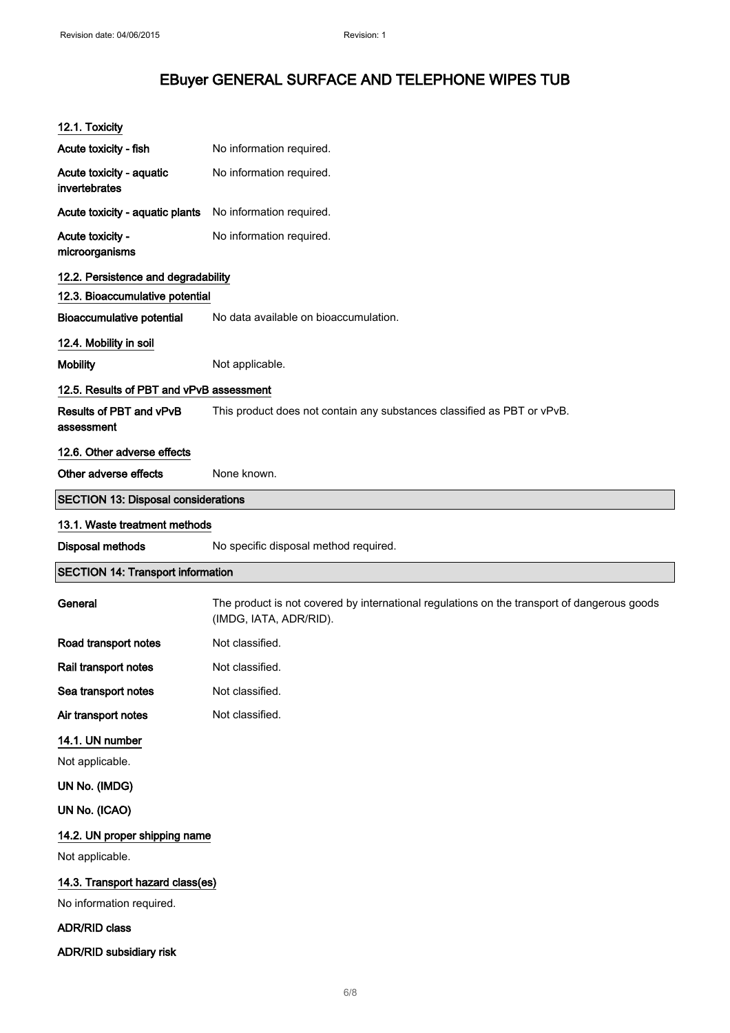### 12.1. Toxicity

**Acute toxicity - fish**: No information required.

**Acute toxicity - aquatic invertebrates**: No information required.

**Acute toxicity - aquatic plants**: No information required.

**Acute toxicity - microorganisms**: No information required.

### 12.2. Persistence and degradability

### 12.3. Bioaccumulative potential

**Bioaccumulative potential**: No data available on bioaccumulation.

### 12.4. Mobility in soil

**Mobility**: Not applicable.

### 12.5. Results of PBT and vPvB assessment

**Results of PBT and vPvB assessment**: This product does not contain any substances classified as PBT or vPvB.

### 12.6. Other adverse effects

**Other adverse effects**: None known.

## SECTION 13: Disposal considerations

### 13.1. Waste treatment methods

**Disposal methods**: No specific disposal method required.

## SECTION 14: Transport information

**General**: The product is not covered by international regulations on the transport of dangerous goods (IMDG, IATA, ADR/RID).

**Road transport notes**: Not classified.

**Rail transport notes**: Not classified.

**Sea transport notes**: Not classified.

**Air transport notes**: Not classified.

### 14.1. UN number

Not applicable.

**UN No. (IMDG)**

**UN No. (ICAO)**

### 14.2. UN proper shipping name

Not applicable.

### 14.3. Transport hazard class(es)

No information required.

**ADR/RID class**

**ADR/RID subsidiary risk**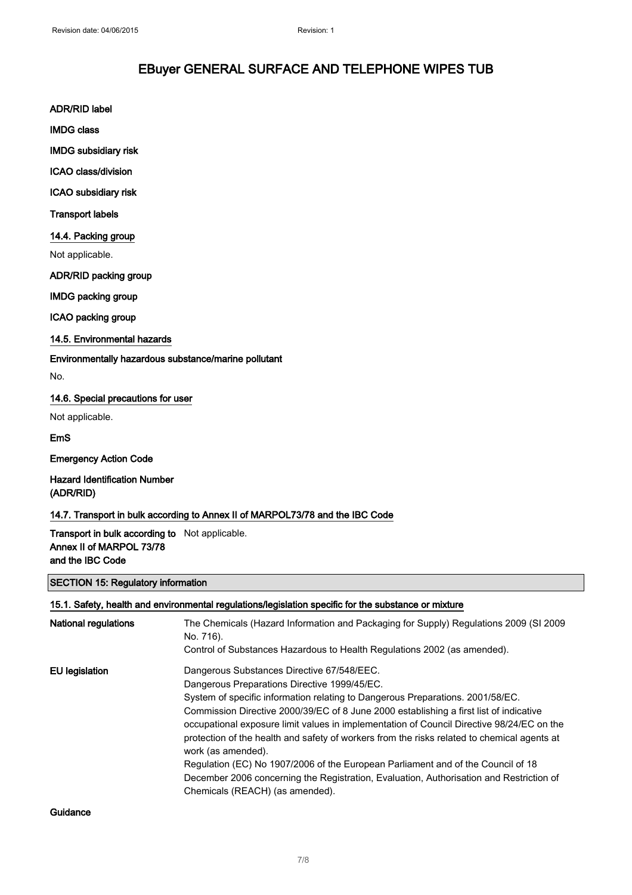**ADR/RID label**

**IMDG class**

**IMDG subsidiary risk**

**ICAO class/division**

**ICAO subsidiary risk**

**Transport labels**

### 14.4. Packing group

Not applicable.

**ADR/RID packing group**

**IMDG packing group**

**ICAO packing group**

### 14.5. Environmental hazards

**Environmentally hazardous substance/marine pollutant**

No.

### 14.6. Special precautions for user

Not applicable.

**EmS**

**Emergency Action Code**

**Hazard Identification Number (ADR/RID)**

### 14.7. Transport in bulk according to Annex II of MARPOL73/78 and the IBC Code

**Transport in bulk according to Annex II of MARPOL 73/78 and the IBC Code** Not applicable.

## SECTION 15: Regulatory information

### 15.1. Safety, health and environmental regulations/legislation specific for the substance or mixture

**National regulations**

The Chemicals (Hazard Information and Packaging for Supply) Regulations 2009 (SI 2009 No. 716).
Control of Substances Hazardous to Health Regulations 2002 (as amended).

**EU legislation**

Dangerous Substances Directive 67/548/EEC.
Dangerous Preparations Directive 1999/45/EC.
System of specific information relating to Dangerous Preparations. 2001/58/EC.
Commission Directive 2000/39/EC of 8 June 2000 establishing a first list of indicative occupational exposure limit values in implementation of Council Directive 98/24/EC on the protection of the health and safety of workers from the risks related to chemical agents at work (as amended).
Regulation (EC) No 1907/2006 of the European Parliament and of the Council of 18 December 2006 concerning the Registration, Evaluation, Authorisation and Restriction of Chemicals (REACH) (as amended).

**Guidance**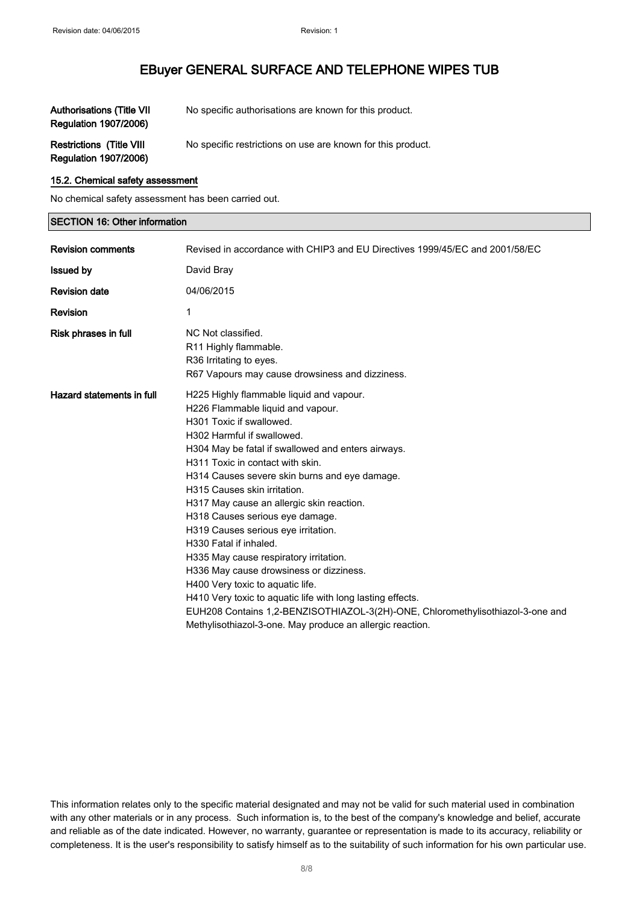# EBuyer GENERAL SURFACE AND TELEPHONE WIPES TUB

| | |
|---|---|
| **Authorisations (Title VII Regulation 1907/2006)** | No specific authorisations are known for this product. |
| **Restrictions (Title VIII Regulation 1907/2006)** | No specific restrictions on use are known for this product. |

### 15.2. Chemical safety assessment

No chemical safety assessment has been carried out.

## SECTION 16: Other information

| | |
|---|---|
| **Revision comments** | Revised in accordance with CHIP3 and EU Directives 1999/45/EC and 2001/58/EC |
| **Issued by** | David Bray |
| **Revision date** | 04/06/2015 |
| **Revision** | 1 |
| **Risk phrases in full** | NC Not classified.<br>R11 Highly flammable.<br>R36 Irritating to eyes.<br>R67 Vapours may cause drowsiness and dizziness. |
| **Hazard statements in full** | H225 Highly flammable liquid and vapour.<br>H226 Flammable liquid and vapour.<br>H301 Toxic if swallowed.<br>H302 Harmful if swallowed.<br>H304 May be fatal if swallowed and enters airways.<br>H311 Toxic in contact with skin.<br>H314 Causes severe skin burns and eye damage.<br>H315 Causes skin irritation.<br>H317 May cause an allergic skin reaction.<br>H318 Causes serious eye damage.<br>H319 Causes serious eye irritation.<br>H330 Fatal if inhaled.<br>H335 May cause respiratory irritation.<br>H336 May cause drowsiness or dizziness.<br>H400 Very toxic to aquatic life.<br>H410 Very toxic to aquatic life with long lasting effects.<br>EUH208 Contains 1,2-BENZISOTHIAZOL-3(2H)-ONE, Chloromethylisothiazol-3-one and Methylisothiazol-3-one. May produce an allergic reaction. |

This information relates only to the specific material designated and may not be valid for such material used in combination with any other materials or in any process. Such information is, to the best of the company's knowledge and belief, accurate and reliable as of the date indicated. However, no warranty, guarantee or representation is made to its accuracy, reliability or completeness. It is the user's responsibility to satisfy himself as to the suitability of such information for his own particular use.